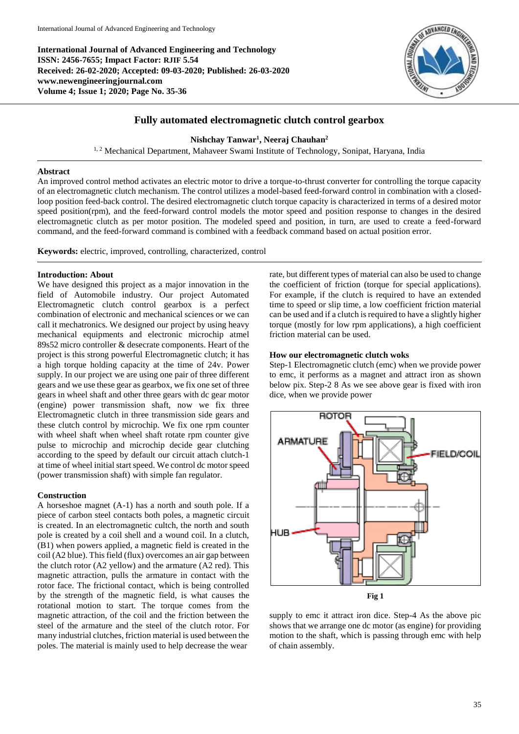**International Journal of Advanced Engineering and Technology**
**ISSN: 2456-7655; Impact Factor: RJIF 5.54**
**Received: 26-02-2020; Accepted: 09-03-2020; Published: 26-03-2020**
**www.newengineeringjournal.com**
**Volume 4; Issue 1; 2020; Page No. 35-36**

# Fully automated electromagnetic clutch control gearbox

**Nishchay Tanwar[1], Neeraj Chauhan[2]**

[1, 2] Mechanical Department, Mahaveer Swami Institute of Technology, Sonipat, Haryana, India

## Abstract

An improved control method activates an electric motor to drive a torque-to-thrust converter for controlling the torque capacity of an electromagnetic clutch mechanism. The control utilizes a model-based feed-forward control in combination with a closed-loop position feed-back control. The desired electromagnetic clutch torque capacity is characterized in terms of a desired motor speed position(rpm), and the feed-forward control models the motor speed and position response to changes in the desired electromagnetic clutch as per motor position. The modeled speed and position, in turn, are used to create a feed-forward command, and the feed-forward command is combined with a feedback command based on actual position error.

**Keywords:** electric, improved, controlling, characterized, control

## Introduction: About

We have designed this project as a major innovation in the field of Automobile industry. Our project Automated Electromagnetic clutch control gearbox is a perfect combination of electronic and mechanical sciences or we can call it mechatronics. We designed our project by using heavy mechanical equipments and electronic microchip atmel 89s52 micro controller & desecrate components. Heart of the project is this strong powerful Electromagnetic clutch; it has a high torque holding capacity at the time of 24v. Power supply. In our project we are using one pair of three different gears and we use these gear as gearbox, we fix one set of three gears in wheel shaft and other three gears with dc gear motor (engine) power transmission shaft, now we fix three Electromagnetic clutch in three transmission side gears and these clutch control by microchip. We fix one rpm counter with wheel shaft when wheel shaft rotate rpm counter give pulse to microchip and microchip decide gear clutching according to the speed by default our circuit attach clutch-1 at time of wheel initial start speed. We control dc motor speed (power transmission shaft) with simple fan regulator.

## Construction

A horseshoe magnet (A-1) has a north and south pole. If a piece of carbon steel contacts both poles, a magnetic circuit is created. In an electromagnetic cultch, the north and south pole is created by a coil shell and a wound coil. In a clutch, (B1) when powers applied, a magnetic field is created in the coil (A2 blue). This field (flux) overcomes an air gap between the clutch rotor (A2 yellow) and the armature (A2 red). This magnetic attraction, pulls the armature in contact with the rotor face. The frictional contact, which is being controlled by the strength of the magnetic field, is what causes the rotational motion to start. The torque comes from the magnetic attraction, of the coil and the friction between the steel of the armature and the steel of the clutch rotor. For many industrial clutches, friction material is used between the poles. The material is mainly used to help decrease the wear rate, but different types of material can also be used to change the coefficient of friction (torque for special applications). For example, if the clutch is required to have an extended time to speed or slip time, a low coefficient friction material can be used and if a clutch is required to have a slightly higher torque (mostly for low rpm applications), a high coefficient friction material can be used.

## How our electromagnetic clutch woks

Step-1 Electromagnetic clutch (emc) when we provide power to emc, it performs as a magnet and attract iron as shown below pix. Step-2 8 As we see above gear is fixed with iron dice, when we provide power

**Fig 1**

supply to emc it attract iron dice. Step-4 As the above pic shows that we arrange one dc motor (as engine) for providing motion to the shaft, which is passing through emc with help of chain assembly.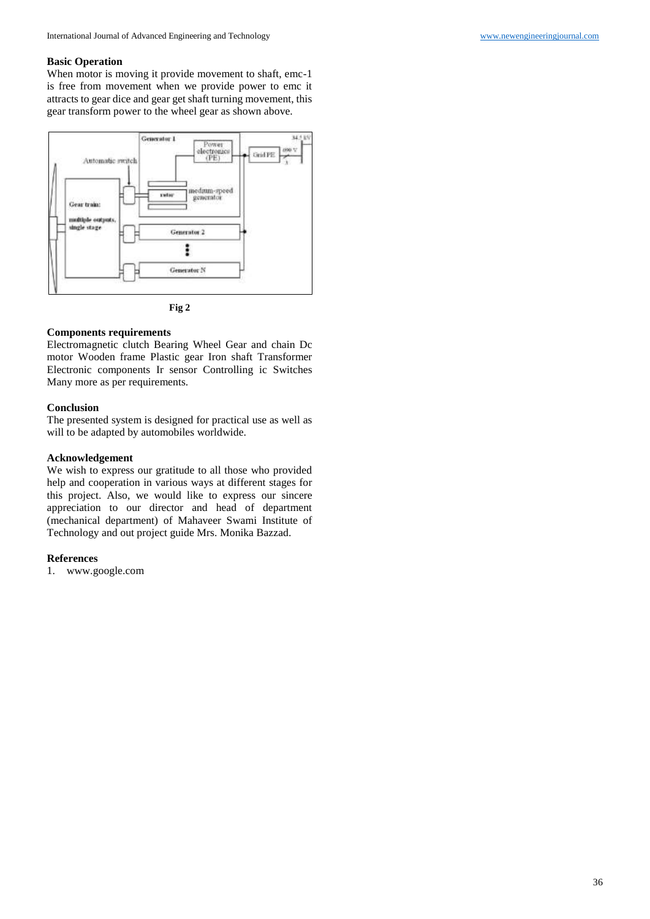## Basic Operation

When motor is moving it provide movement to shaft, emc-1 is free from movement when we provide power to emc it attracts to gear dice and gear get shaft turning movement, this gear transform power to the wheel gear as shown above.

Generator 1
Power electronics (PE)
Grid PE
690 V
34.5 kV
Automatic switch
Gear train: multiple outputs, single stage
rotor
medium-speed generator
Generator 2
Generator N

Fig 2

## Components requirements

Electromagnetic clutch Bearing Wheel Gear and chain Dc motor Wooden frame Plastic gear Iron shaft Transformer Electronic components Ir sensor Controlling ic Switches Many more as per requirements.

## Conclusion

The presented system is designed for practical use as well as will to be adapted by automobiles worldwide.

## Acknowledgement

We wish to express our gratitude to all those who provided help and cooperation in various ways at different stages for this project. Also, we would like to express our sincere appreciation to our director and head of department (mechanical department) of Mahaveer Swami Institute of Technology and out project guide Mrs. Monika Bazzad.

## References

1. www.google.com